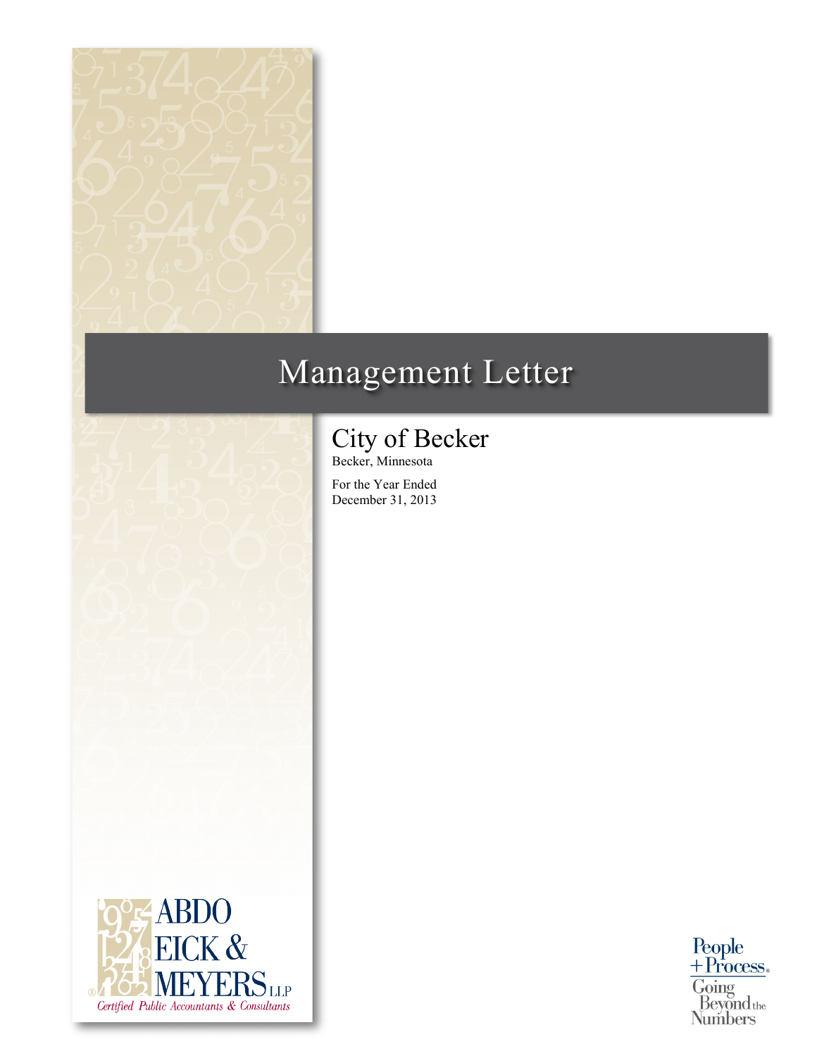# Management Letter

## City of Becker

Becker, Minnesota

For the Year Ended
December 31, 2013

ABDO EICK & MEYERS LLP
Certified Public Accountants & Consultants

People + Process. Going Beyond the Numbers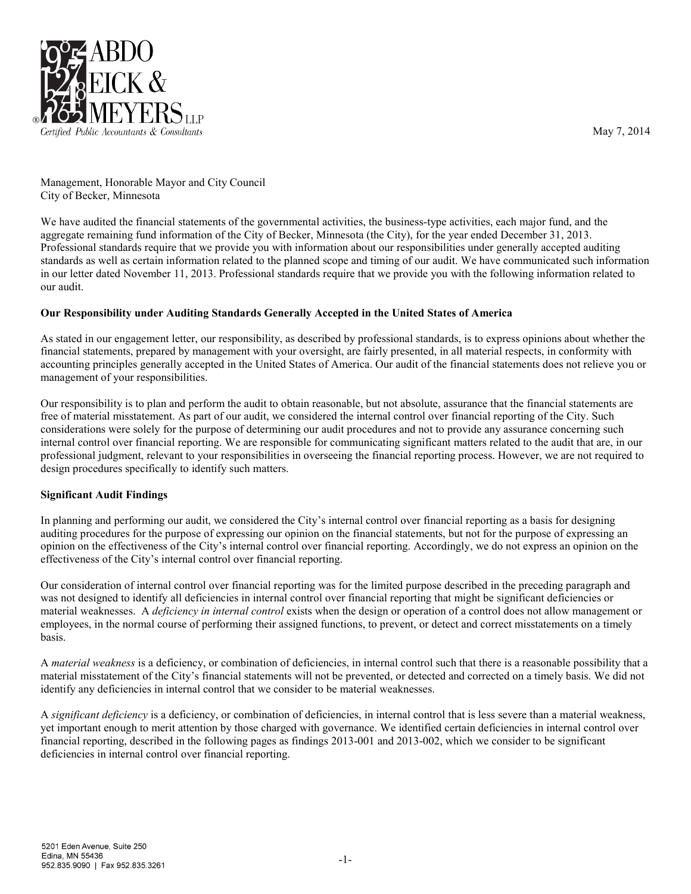ABDO EICK & MEYERS LLP

Certified Public Accountants & Consultants

May 7, 2014

Management, Honorable Mayor and City Council
City of Becker, Minnesota

We have audited the financial statements of the governmental activities, the business-type activities, each major fund, and the aggregate remaining fund information of the City of Becker, Minnesota (the City), for the year ended December 31, 2013. Professional standards require that we provide you with information about our responsibilities under generally accepted auditing standards as well as certain information related to the planned scope and timing of our audit. We have communicated such information in our letter dated November 11, 2013. Professional standards require that we provide you with the following information related to our audit.

**Our Responsibility under Auditing Standards Generally Accepted in the United States of America**

As stated in our engagement letter, our responsibility, as described by professional standards, is to express opinions about whether the financial statements, prepared by management with your oversight, are fairly presented, in all material respects, in conformity with accounting principles generally accepted in the United States of America. Our audit of the financial statements does not relieve you or management of your responsibilities.

Our responsibility is to plan and perform the audit to obtain reasonable, but not absolute, assurance that the financial statements are free of material misstatement. As part of our audit, we considered the internal control over financial reporting of the City. Such considerations were solely for the purpose of determining our audit procedures and not to provide any assurance concerning such internal control over financial reporting. We are responsible for communicating significant matters related to the audit that are, in our professional judgment, relevant to your responsibilities in overseeing the financial reporting process. However, we are not required to design procedures specifically to identify such matters.

**Significant Audit Findings**

In planning and performing our audit, we considered the City's internal control over financial reporting as a basis for designing auditing procedures for the purpose of expressing our opinion on the financial statements, but not for the purpose of expressing an opinion on the effectiveness of the City's internal control over financial reporting. Accordingly, we do not express an opinion on the effectiveness of the City's internal control over financial reporting.

Our consideration of internal control over financial reporting was for the limited purpose described in the preceding paragraph and was not designed to identify all deficiencies in internal control over financial reporting that might be significant deficiencies or material weaknesses. A *deficiency in internal control* exists when the design or operation of a control does not allow management or employees, in the normal course of performing their assigned functions, to prevent, or detect and correct misstatements on a timely basis.

A *material weakness* is a deficiency, or combination of deficiencies, in internal control such that there is a reasonable possibility that a material misstatement of the City's financial statements will not be prevented, or detected and corrected on a timely basis. We did not identify any deficiencies in internal control that we consider to be material weaknesses.

A *significant deficiency* is a deficiency, or combination of deficiencies, in internal control that is less severe than a material weakness, yet important enough to merit attention by those charged with governance. We identified certain deficiencies in internal control over financial reporting, described in the following pages as findings 2013-001 and 2013-002, which we consider to be significant deficiencies in internal control over financial reporting.

5201 Eden Avenue, Suite 250
Edina, MN 55436
952.835.9090 | Fax 952.835.3261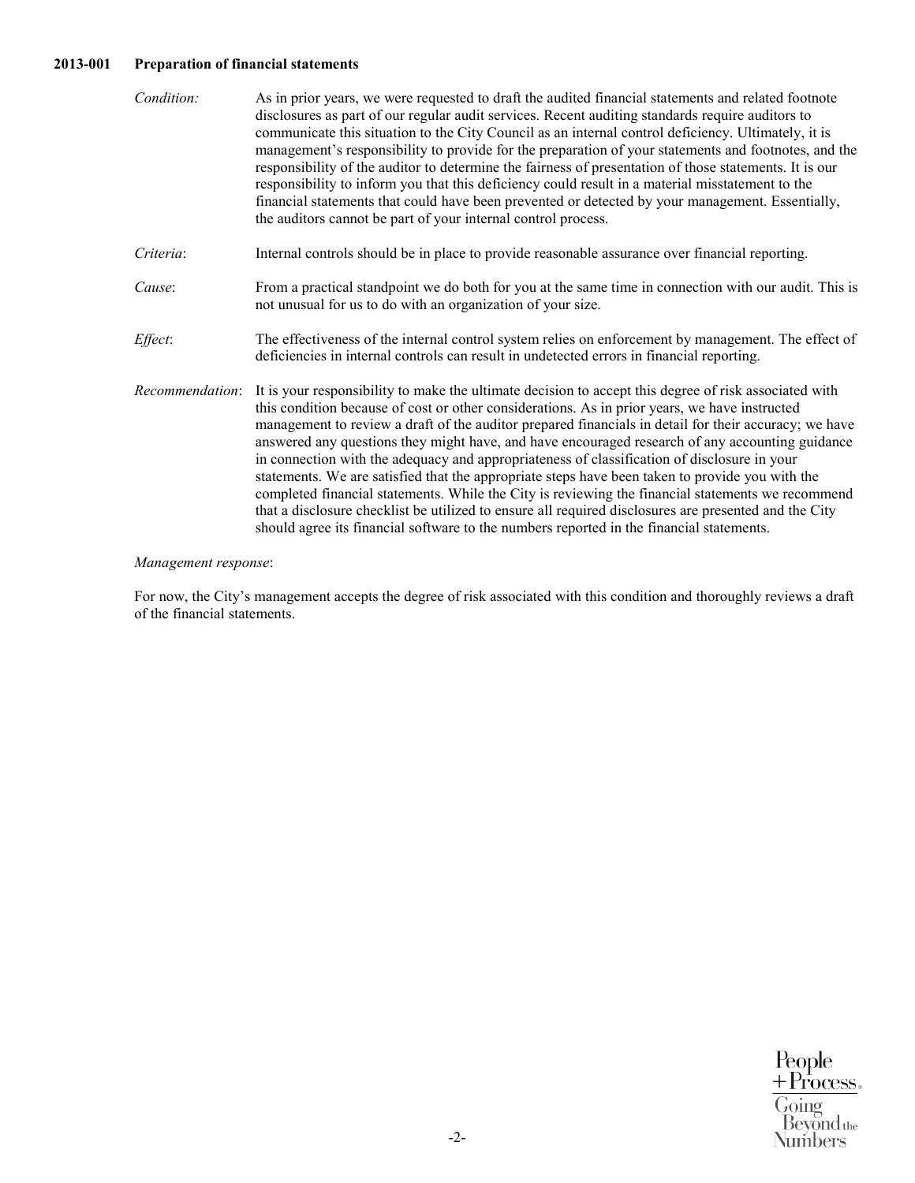### 2013-001 Preparation of financial statements

*Condition:* As in prior years, we were requested to draft the audited financial statements and related footnote disclosures as part of our regular audit services. Recent auditing standards require auditors to communicate this situation to the City Council as an internal control deficiency. Ultimately, it is management's responsibility to provide for the preparation of your statements and footnotes, and the responsibility of the auditor to determine the fairness of presentation of those statements. It is our responsibility to inform you that this deficiency could result in a material misstatement to the financial statements that could have been prevented or detected by your management. Essentially, the auditors cannot be part of your internal control process.

*Criteria*: Internal controls should be in place to provide reasonable assurance over financial reporting.

*Cause*: From a practical standpoint we do both for you at the same time in connection with our audit. This is not unusual for us to do with an organization of your size.

*Effect*: The effectiveness of the internal control system relies on enforcement by management. The effect of deficiencies in internal controls can result in undetected errors in financial reporting.

*Recommendation*: It is your responsibility to make the ultimate decision to accept this degree of risk associated with this condition because of cost or other considerations. As in prior years, we have instructed management to review a draft of the auditor prepared financials in detail for their accuracy; we have answered any questions they might have, and have encouraged research of any accounting guidance in connection with the adequacy and appropriateness of classification of disclosure in your statements. We are satisfied that the appropriate steps have been taken to provide you with the completed financial statements. While the City is reviewing the financial statements we recommend that a disclosure checklist be utilized to ensure all required disclosures are presented and the City should agree its financial software to the numbers reported in the financial statements.

*Management response*:

For now, the City's management accepts the degree of risk associated with this condition and thoroughly reviews a draft of the financial statements.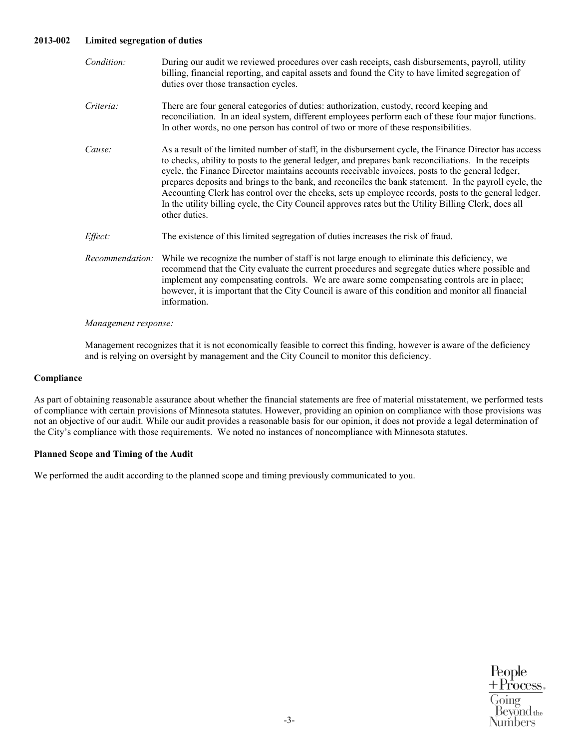**2013-002 Limited segregation of duties**

*Condition:* During our audit we reviewed procedures over cash receipts, cash disbursements, payroll, utility billing, financial reporting, and capital assets and found the City to have limited segregation of duties over those transaction cycles.

*Criteria:* There are four general categories of duties: authorization, custody, record keeping and reconciliation. In an ideal system, different employees perform each of these four major functions. In other words, no one person has control of two or more of these responsibilities.

*Cause:* As a result of the limited number of staff, in the disbursement cycle, the Finance Director has access to checks, ability to posts to the general ledger, and prepares bank reconciliations. In the receipts cycle, the Finance Director maintains accounts receivable invoices, posts to the general ledger, prepares deposits and brings to the bank, and reconciles the bank statement. In the payroll cycle, the Accounting Clerk has control over the checks, sets up employee records, posts to the general ledger. In the utility billing cycle, the City Council approves rates but the Utility Billing Clerk, does all other duties.

*Effect:* The existence of this limited segregation of duties increases the risk of fraud.

*Recommendation:* While we recognize the number of staff is not large enough to eliminate this deficiency, we recommend that the City evaluate the current procedures and segregate duties where possible and implement any compensating controls. We are aware some compensating controls are in place; however, it is important that the City Council is aware of this condition and monitor all financial information.

*Management response:*

Management recognizes that it is not economically feasible to correct this finding, however is aware of the deficiency and is relying on oversight by management and the City Council to monitor this deficiency.

**Compliance**

As part of obtaining reasonable assurance about whether the financial statements are free of material misstatement, we performed tests of compliance with certain provisions of Minnesota statutes. However, providing an opinion on compliance with those provisions was not an objective of our audit. While our audit provides a reasonable basis for our opinion, it does not provide a legal determination of the City's compliance with those requirements. We noted no instances of noncompliance with Minnesota statutes.

**Planned Scope and Timing of the Audit**

We performed the audit according to the planned scope and timing previously communicated to you.

People + Process. Going Beyond the Numbers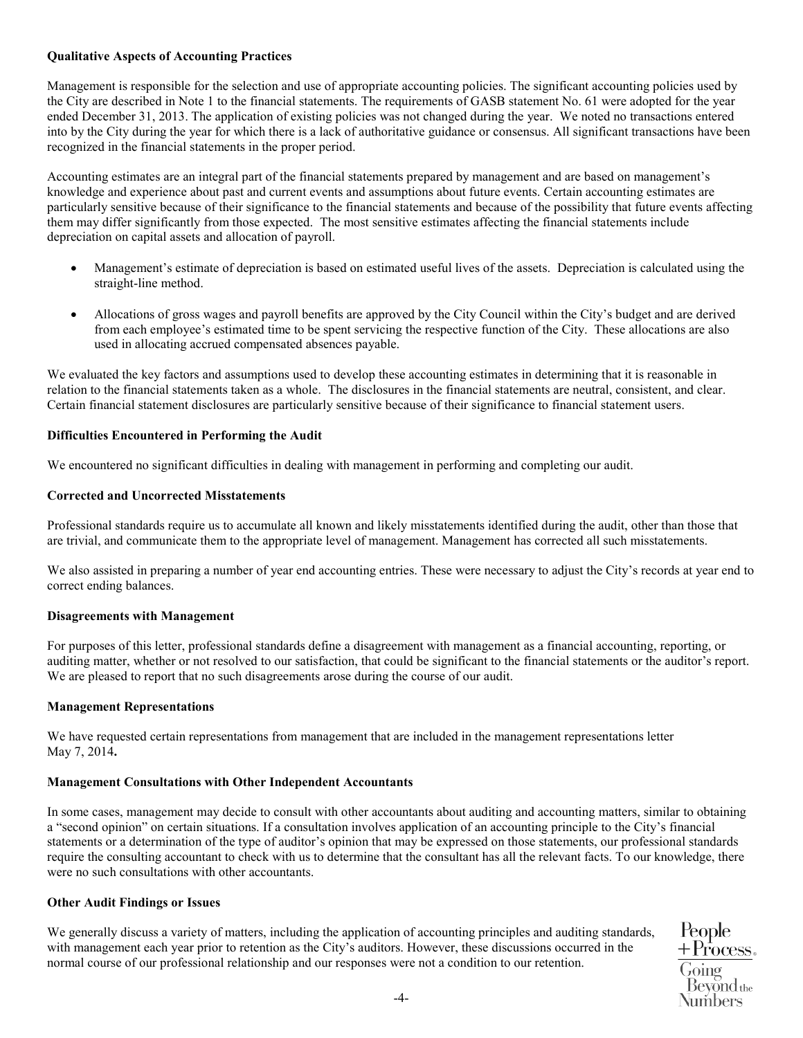**Qualitative Aspects of Accounting Practices**

Management is responsible for the selection and use of appropriate accounting policies. The significant accounting policies used by the City are described in Note 1 to the financial statements. The requirements of GASB statement No. 61 were adopted for the year ended December 31, 2013. The application of existing policies was not changed during the year. We noted no transactions entered into by the City during the year for which there is a lack of authoritative guidance or consensus. All significant transactions have been recognized in the financial statements in the proper period.

Accounting estimates are an integral part of the financial statements prepared by management and are based on management's knowledge and experience about past and current events and assumptions about future events. Certain accounting estimates are particularly sensitive because of their significance to the financial statements and because of the possibility that future events affecting them may differ significantly from those expected. The most sensitive estimates affecting the financial statements include depreciation on capital assets and allocation of payroll.

- Management's estimate of depreciation is based on estimated useful lives of the assets. Depreciation is calculated using the straight-line method.
- Allocations of gross wages and payroll benefits are approved by the City Council within the City's budget and are derived from each employee's estimated time to be spent servicing the respective function of the City. These allocations are also used in allocating accrued compensated absences payable.

We evaluated the key factors and assumptions used to develop these accounting estimates in determining that it is reasonable in relation to the financial statements taken as a whole. The disclosures in the financial statements are neutral, consistent, and clear. Certain financial statement disclosures are particularly sensitive because of their significance to financial statement users.

**Difficulties Encountered in Performing the Audit**

We encountered no significant difficulties in dealing with management in performing and completing our audit.

**Corrected and Uncorrected Misstatements**

Professional standards require us to accumulate all known and likely misstatements identified during the audit, other than those that are trivial, and communicate them to the appropriate level of management. Management has corrected all such misstatements.

We also assisted in preparing a number of year end accounting entries. These were necessary to adjust the City's records at year end to correct ending balances.

**Disagreements with Management**

For purposes of this letter, professional standards define a disagreement with management as a financial accounting, reporting, or auditing matter, whether or not resolved to our satisfaction, that could be significant to the financial statements or the auditor's report. We are pleased to report that no such disagreements arose during the course of our audit.

**Management Representations**

We have requested certain representations from management that are included in the management representations letter May 7, 2014**.**

**Management Consultations with Other Independent Accountants**

In some cases, management may decide to consult with other accountants about auditing and accounting matters, similar to obtaining a "second opinion" on certain situations. If a consultation involves application of an accounting principle to the City's financial statements or a determination of the type of auditor's opinion that may be expressed on those statements, our professional standards require the consulting accountant to check with us to determine that the consultant has all the relevant facts. To our knowledge, there were no such consultations with other accountants.

**Other Audit Findings or Issues**

We generally discuss a variety of matters, including the application of accounting principles and auditing standards, with management each year prior to retention as the City's auditors. However, these discussions occurred in the normal course of our professional relationship and our responses were not a condition to our retention.

People + Process® Going Beyond the Numbers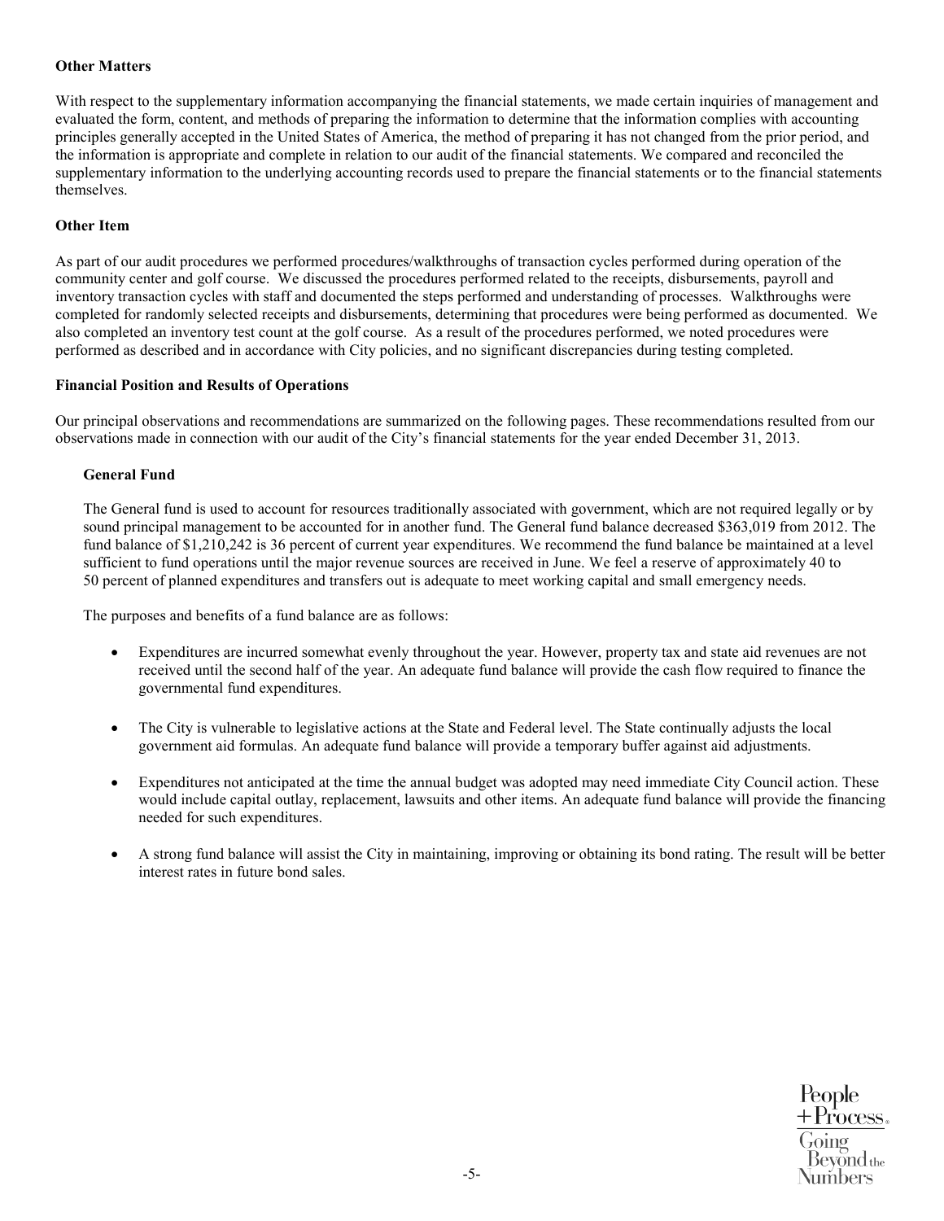**Other Matters**

With respect to the supplementary information accompanying the financial statements, we made certain inquiries of management and evaluated the form, content, and methods of preparing the information to determine that the information complies with accounting principles generally accepted in the United States of America, the method of preparing it has not changed from the prior period, and the information is appropriate and complete in relation to our audit of the financial statements. We compared and reconciled the supplementary information to the underlying accounting records used to prepare the financial statements or to the financial statements themselves.

**Other Item**

As part of our audit procedures we performed procedures/walkthroughs of transaction cycles performed during operation of the community center and golf course. We discussed the procedures performed related to the receipts, disbursements, payroll and inventory transaction cycles with staff and documented the steps performed and understanding of processes. Walkthroughs were completed for randomly selected receipts and disbursements, determining that procedures were being performed as documented. We also completed an inventory test count at the golf course. As a result of the procedures performed, we noted procedures were performed as described and in accordance with City policies, and no significant discrepancies during testing completed.

**Financial Position and Results of Operations**

Our principal observations and recommendations are summarized on the following pages. These recommendations resulted from our observations made in connection with our audit of the City's financial statements for the year ended December 31, 2013.

**General Fund**

The General fund is used to account for resources traditionally associated with government, which are not required legally or by sound principal management to be accounted for in another fund. The General fund balance decreased $363,019 from 2012. The fund balance of $1,210,242 is 36 percent of current year expenditures. We recommend the fund balance be maintained at a level sufficient to fund operations until the major revenue sources are received in June. We feel a reserve of approximately 40 to 50 percent of planned expenditures and transfers out is adequate to meet working capital and small emergency needs.

The purposes and benefits of a fund balance are as follows:

- Expenditures are incurred somewhat evenly throughout the year. However, property tax and state aid revenues are not received until the second half of the year. An adequate fund balance will provide the cash flow required to finance the governmental fund expenditures.

- The City is vulnerable to legislative actions at the State and Federal level. The State continually adjusts the local government aid formulas. An adequate fund balance will provide a temporary buffer against aid adjustments.

- Expenditures not anticipated at the time the annual budget was adopted may need immediate City Council action. These would include capital outlay, replacement, lawsuits and other items. An adequate fund balance will provide the financing needed for such expenditures.

- A strong fund balance will assist the City in maintaining, improving or obtaining its bond rating. The result will be better interest rates in future bond sales.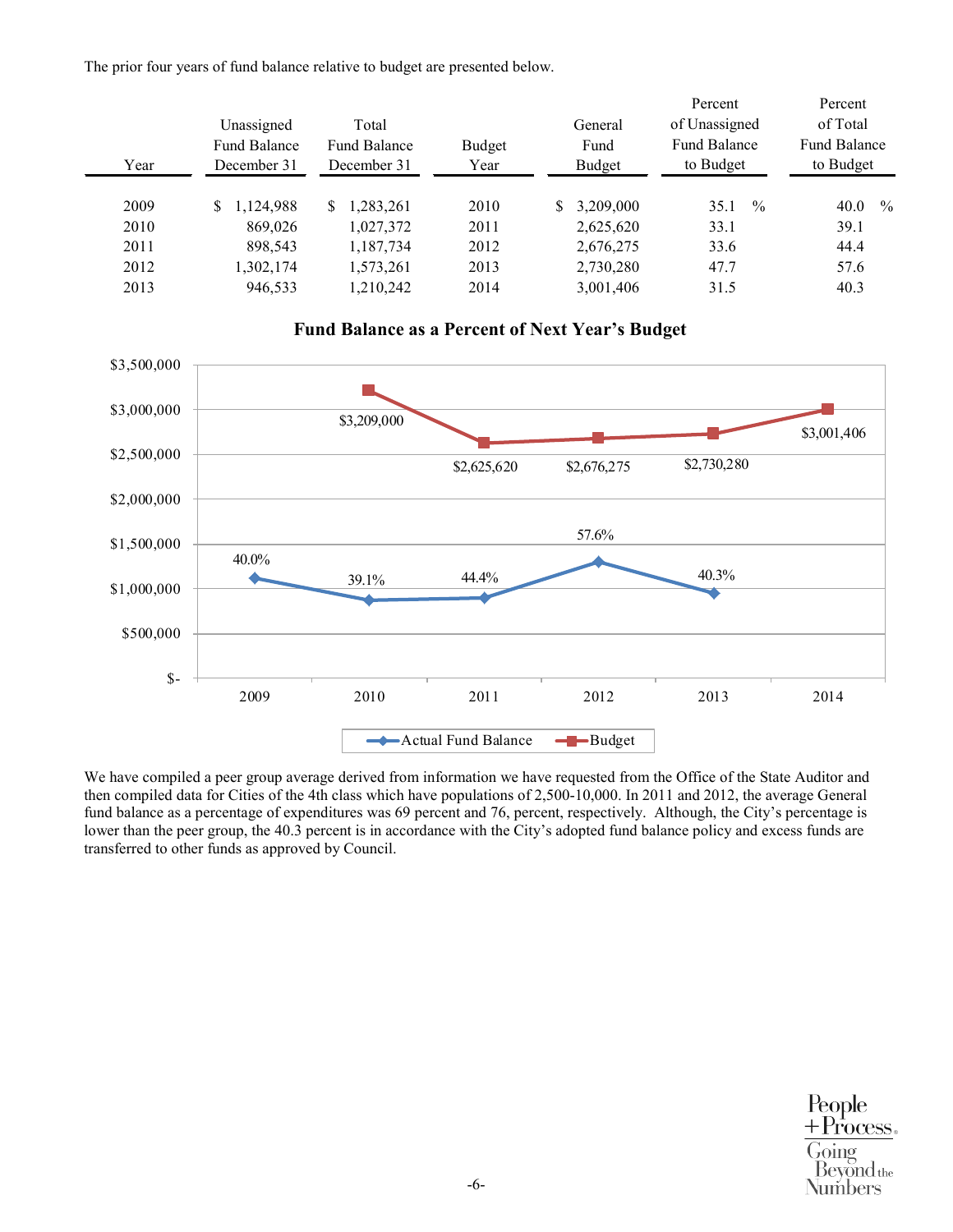The prior four years of fund balance relative to budget are presented below.

| Year | Unassigned Fund Balance December 31 | Total Fund Balance December 31 | Budget Year | General Fund Budget | Percent of Unassigned Fund Balance to Budget | Percent of Total Fund Balance to Budget |
|---|---|---|---|---|---|---|
| 2009 | $ 1,124,988 | $ 1,283,261 | 2010 | $ 3,209,000 | 35.1 % | 40.0 % |
| 2010 | 869,026 | 1,027,372 | 2011 | 2,625,620 | 33.1 | 39.1 |
| 2011 | 898,543 | 1,187,734 | 2012 | 2,676,275 | 33.6 | 44.4 |
| 2012 | 1,302,174 | 1,573,261 | 2013 | 2,730,280 | 47.7 | 57.6 |
| 2013 | 946,533 | 1,210,242 | 2014 | 3,001,406 | 31.5 | 40.3 |

**Fund Balance as a Percent of Next Year's Budget**

| Year | Actual Fund Balance | Budget |
|---|---|---|
| 2009 | 40.0% | |
| 2010 | 39.1% | $3,209,000 |
| 2011 | 44.4% | $2,625,620 |
| 2012 | 57.6% | $2,676,275 |
| 2013 | 40.3% | $2,730,280 |
| 2014 | | $3,001,406 |

We have compiled a peer group average derived from information we have requested from the Office of the State Auditor and then compiled data for Cities of the 4th class which have populations of 2,500-10,000. In 2011 and 2012, the average General fund balance as a percentage of expenditures was 69 percent and 76, percent, respectively. Although, the City's percentage is lower than the peer group, the 40.3 percent is in accordance with the City's adopted fund balance policy and excess funds are transferred to other funds as approved by Council.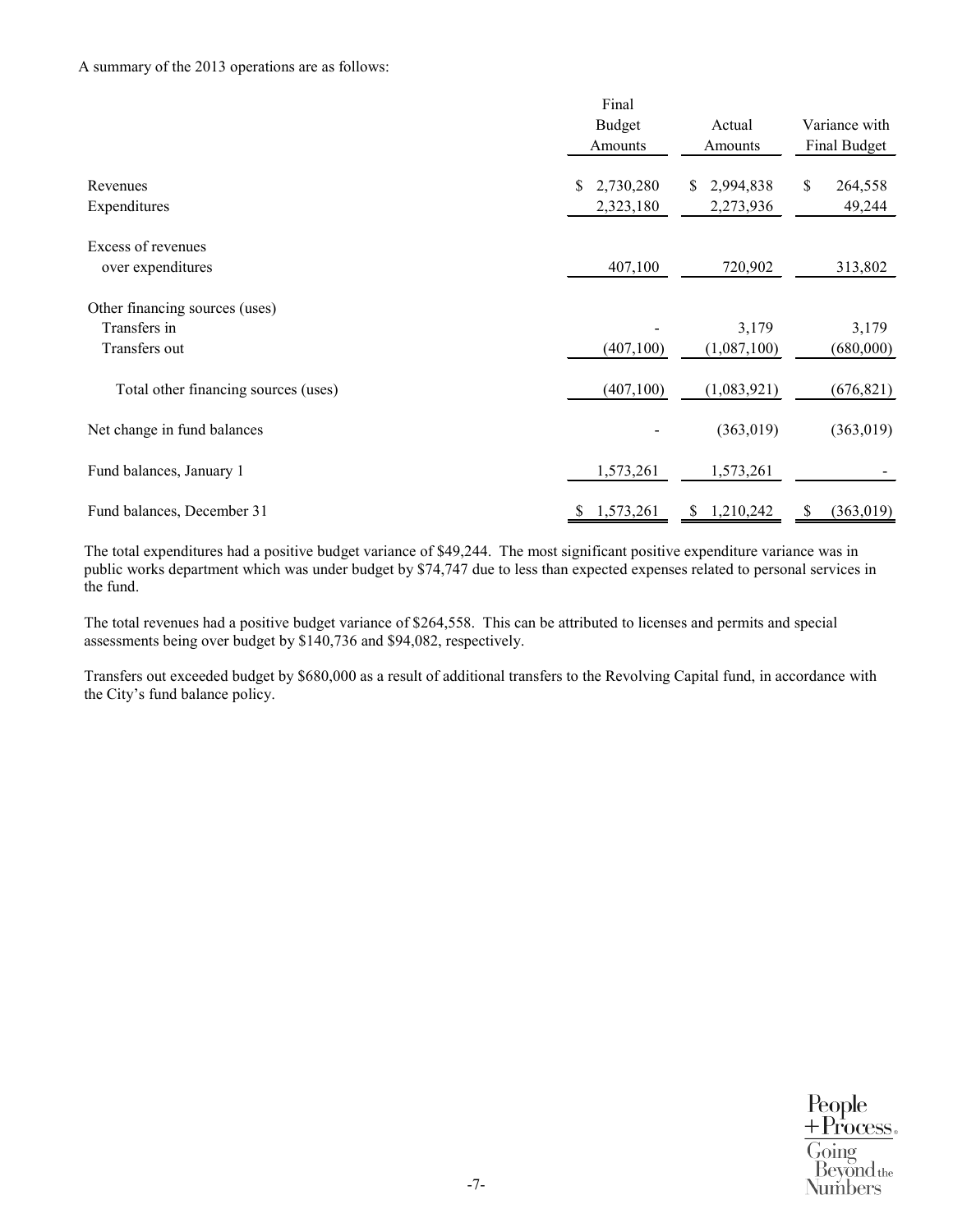A summary of the 2013 operations are as follows:

| | Final Budget Amounts | Actual Amounts | Variance with Final Budget |
|---|---|---|---|
| Revenues | $ 2,730,280 | $ 2,994,838 | $ 264,558 |
| Expenditures | 2,323,180 | 2,273,936 | 49,244 |
| Excess of revenues over expenditures | 407,100 | 720,902 | 313,802 |
| Other financing sources (uses) | | | |
| Transfers in | - | 3,179 | 3,179 |
| Transfers out | (407,100) | (1,087,100) | (680,000) |
| Total other financing sources (uses) | (407,100) | (1,083,921) | (676,821) |
| Net change in fund balances | - | (363,019) | (363,019) |
| Fund balances, January 1 | 1,573,261 | 1,573,261 | - |
| Fund balances, December 31 | $ 1,573,261 | $ 1,210,242 | $ (363,019) |

The total expenditures had a positive budget variance of $49,244. The most significant positive expenditure variance was in public works department which was under budget by $74,747 due to less than expected expenses related to personal services in the fund.

The total revenues had a positive budget variance of $264,558. This can be attributed to licenses and permits and special assessments being over budget by $140,736 and $94,082, respectively.

Transfers out exceeded budget by $680,000 as a result of additional transfers to the Revolving Capital fund, in accordance with the City's fund balance policy.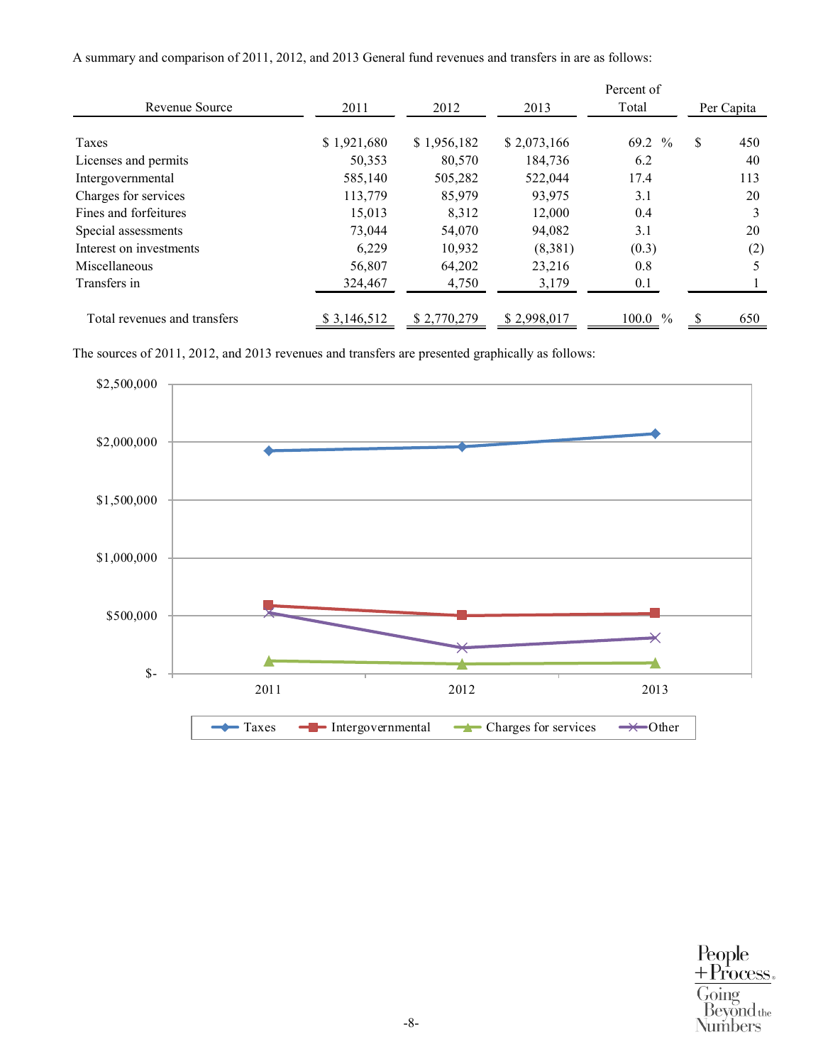A summary and comparison of 2011, 2012, and 2013 General fund revenues and transfers in are as follows:

| Revenue Source | 2011 | 2012 | 2013 | Percent of Total | Per Capita |
|---|---|---|---|---|---|
| Taxes | $ 1,921,680 | $ 1,956,182 | $ 2,073,166 | 69.2 % | $ 450 |
| Licenses and permits | 50,353 | 80,570 | 184,736 | 6.2 | 40 |
| Intergovernmental | 585,140 | 505,282 | 522,044 | 17.4 | 113 |
| Charges for services | 113,779 | 85,979 | 93,975 | 3.1 | 20 |
| Fines and forfeitures | 15,013 | 8,312 | 12,000 | 0.4 | 3 |
| Special assessments | 73,044 | 54,070 | 94,082 | 3.1 | 20 |
| Interest on investments | 6,229 | 10,932 | (8,381) | (0.3) | (2) |
| Miscellaneous | 56,807 | 64,202 | 23,216 | 0.8 | 5 |
| Transfers in | 324,467 | 4,750 | 3,179 | 0.1 | 1 |
| Total revenues and transfers | $ 3,146,512 | $ 2,770,279 | $ 2,998,017 | 100.0 % | $ 650 |

The sources of 2011, 2012, and 2013 revenues and transfers are presented graphically as follows: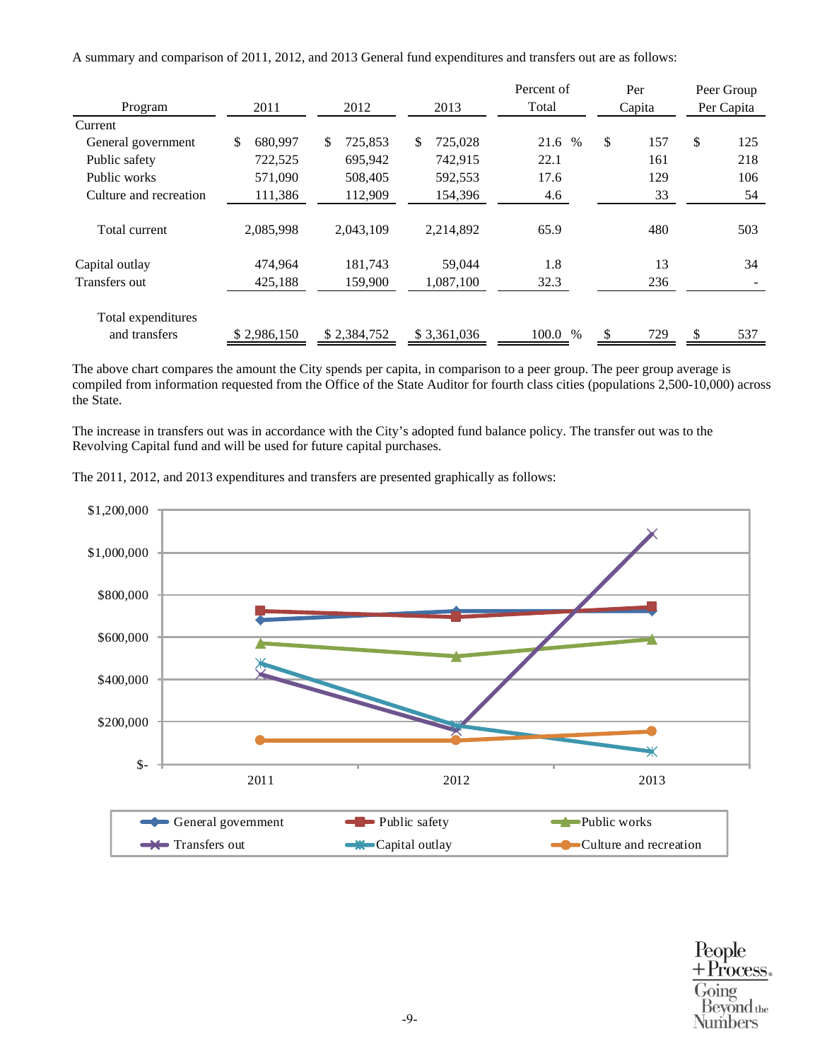A summary and comparison of 2011, 2012, and 2013 General fund expenditures and transfers out are as follows:

| Program | 2011 | 2012 | 2013 | Percent of Total | Per Capita | Peer Group Per Capita |
|---|---|---|---|---|---|---|
| Current | | | | | | |
| General government | $ 680,997 | $ 725,853 | $ 725,028 | 21.6 % | $ 157 | $ 125 |
| Public safety | 722,525 | 695,942 | 742,915 | 22.1 | 161 | 218 |
| Public works | 571,090 | 508,405 | 592,553 | 17.6 | 129 | 106 |
| Culture and recreation | 111,386 | 112,909 | 154,396 | 4.6 | 33 | 54 |
| Total current | 2,085,998 | 2,043,109 | 2,214,892 | 65.9 | 480 | 503 |
| Capital outlay | 474,964 | 181,743 | 59,044 | 1.8 | 13 | 34 |
| Transfers out | 425,188 | 159,900 | 1,087,100 | 32.3 | 236 | - |
| Total expenditures and transfers | $ 2,986,150 | $ 2,384,752 | $ 3,361,036 | 100.0 % | $ 729 | $ 537 |

The above chart compares the amount the City spends per capita, in comparison to a peer group. The peer group average is compiled from information requested from the Office of the State Auditor for fourth class cities (populations 2,500-10,000) across the State.

The increase in transfers out was in accordance with the City's adopted fund balance policy. The transfer out was to the Revolving Capital fund and will be used for future capital purchases.

The 2011, 2012, and 2013 expenditures and transfers are presented graphically as follows:

| Program | 2011 | 2012 | 2013 |
|---|---|---|---|
| General government | 680,997 | 725,853 | 725,028 |
| Public safety | 722,525 | 695,942 | 742,915 |
| Public works | 571,090 | 508,405 | 592,553 |
| Transfers out | 425,188 | 159,900 | 1,087,100 |
| Capital outlay | 474,964 | 181,743 | 59,044 |
| Culture and recreation | 111,386 | 112,909 | 154,396 |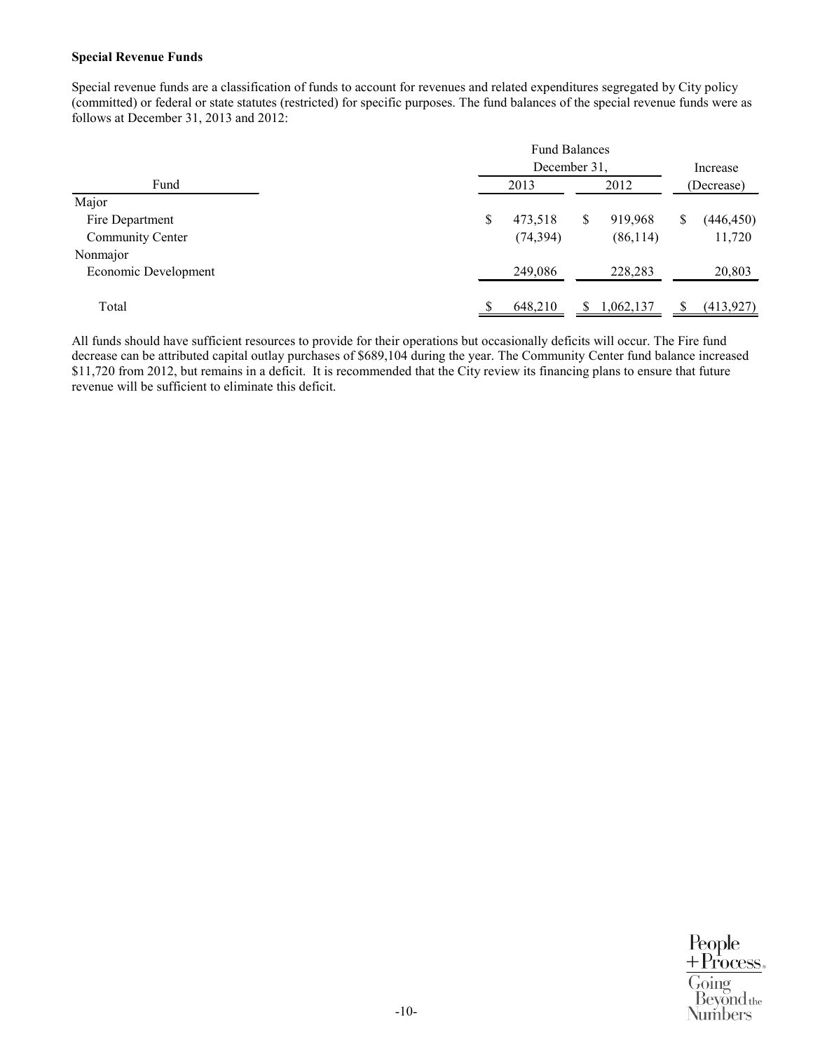**Special Revenue Funds**

Special revenue funds are a classification of funds to account for revenues and related expenditures segregated by City policy (committed) or federal or state statutes (restricted) for specific purposes. The fund balances of the special revenue funds were as follows at December 31, 2013 and 2012:

| Fund | Fund Balances December 31, 2013 | Fund Balances December 31, 2012 | Increase (Decrease) |
|---|---|---|---|
| Major | | | |
| Fire Department | $ 473,518 | $ 919,968 | $ (446,450) |
| Community Center | (74,394) | (86,114) | 11,720 |
| Nonmajor | | | |
| Economic Development | 249,086 | 228,283 | 20,803 |
| Total | $ 648,210 | $ 1,062,137 | $ (413,927) |

All funds should have sufficient resources to provide for their operations but occasionally deficits will occur. The Fire fund decrease can be attributed capital outlay purchases of $689,104 during the year. The Community Center fund balance increased $11,720 from 2012, but remains in a deficit. It is recommended that the City review its financing plans to ensure that future revenue will be sufficient to eliminate this deficit.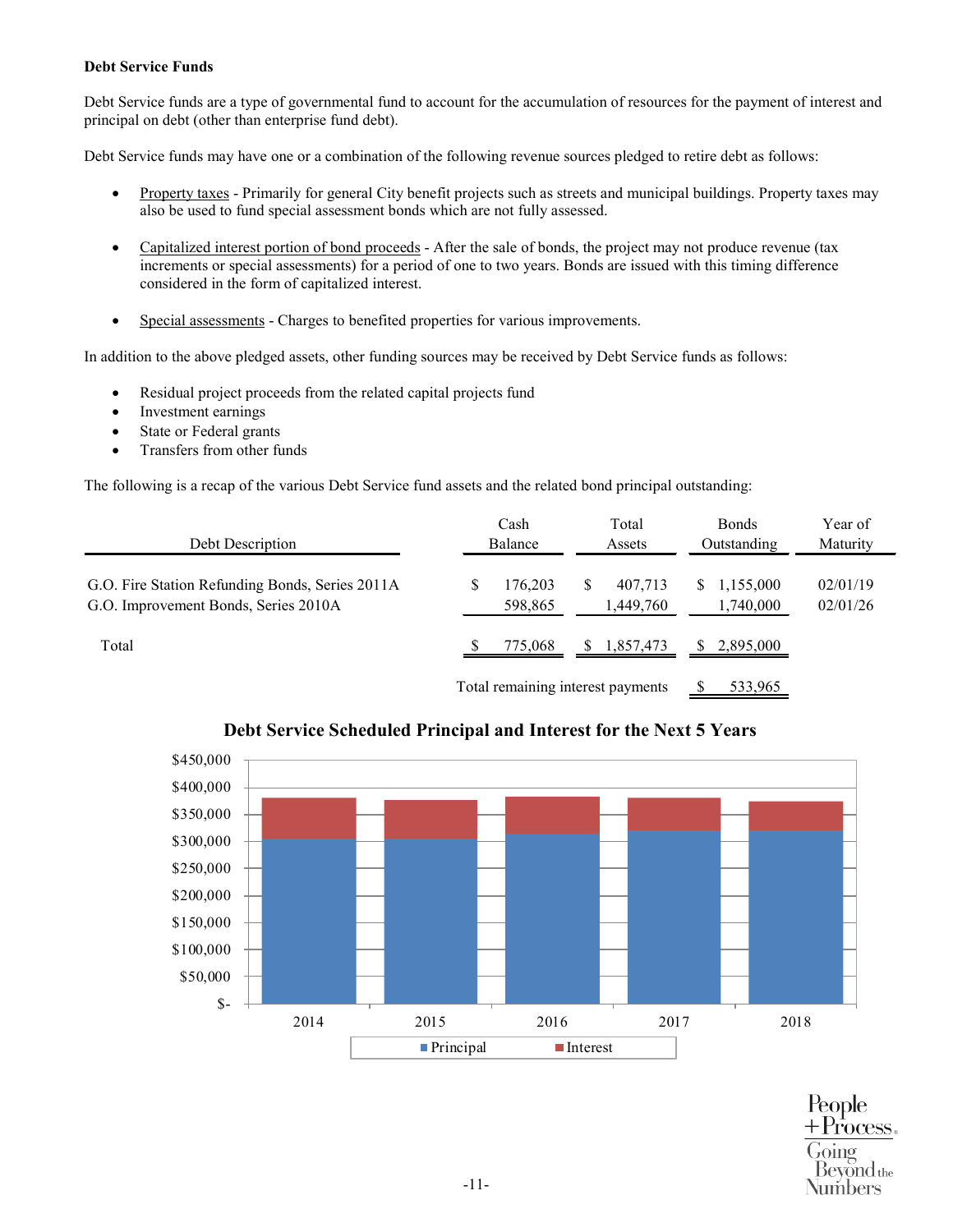**Debt Service Funds**

Debt Service funds are a type of governmental fund to account for the accumulation of resources for the payment of interest and principal on debt (other than enterprise fund debt).

Debt Service funds may have one or a combination of the following revenue sources pledged to retire debt as follows:

- Property taxes - Primarily for general City benefit projects such as streets and municipal buildings. Property taxes may also be used to fund special assessment bonds which are not fully assessed.

- Capitalized interest portion of bond proceeds - After the sale of bonds, the project may not produce revenue (tax increments or special assessments) for a period of one to two years. Bonds are issued with this timing difference considered in the form of capitalized interest.

- Special assessments - Charges to benefited properties for various improvements.

In addition to the above pledged assets, other funding sources may be received by Debt Service funds as follows:

- Residual project proceeds from the related capital projects fund
- Investment earnings
- State or Federal grants
- Transfers from other funds

The following is a recap of the various Debt Service fund assets and the related bond principal outstanding:

| Debt Description | Cash Balance | Total Assets | Bonds Outstanding | Year of Maturity |
|---|---|---|---|---|
| G.O. Fire Station Refunding Bonds, Series 2011A | $ 176,203 | $ 407,713 | $ 1,155,000 | 02/01/19 |
| G.O. Improvement Bonds, Series 2010A | 598,865 | 1,449,760 | 1,740,000 | 02/01/26 |
| Total | $ 775,068 | $ 1,857,473 | $ 2,895,000 | |
| | | Total remaining interest payments | $ 533,965 | |

**Debt Service Scheduled Principal and Interest for the Next 5 Years**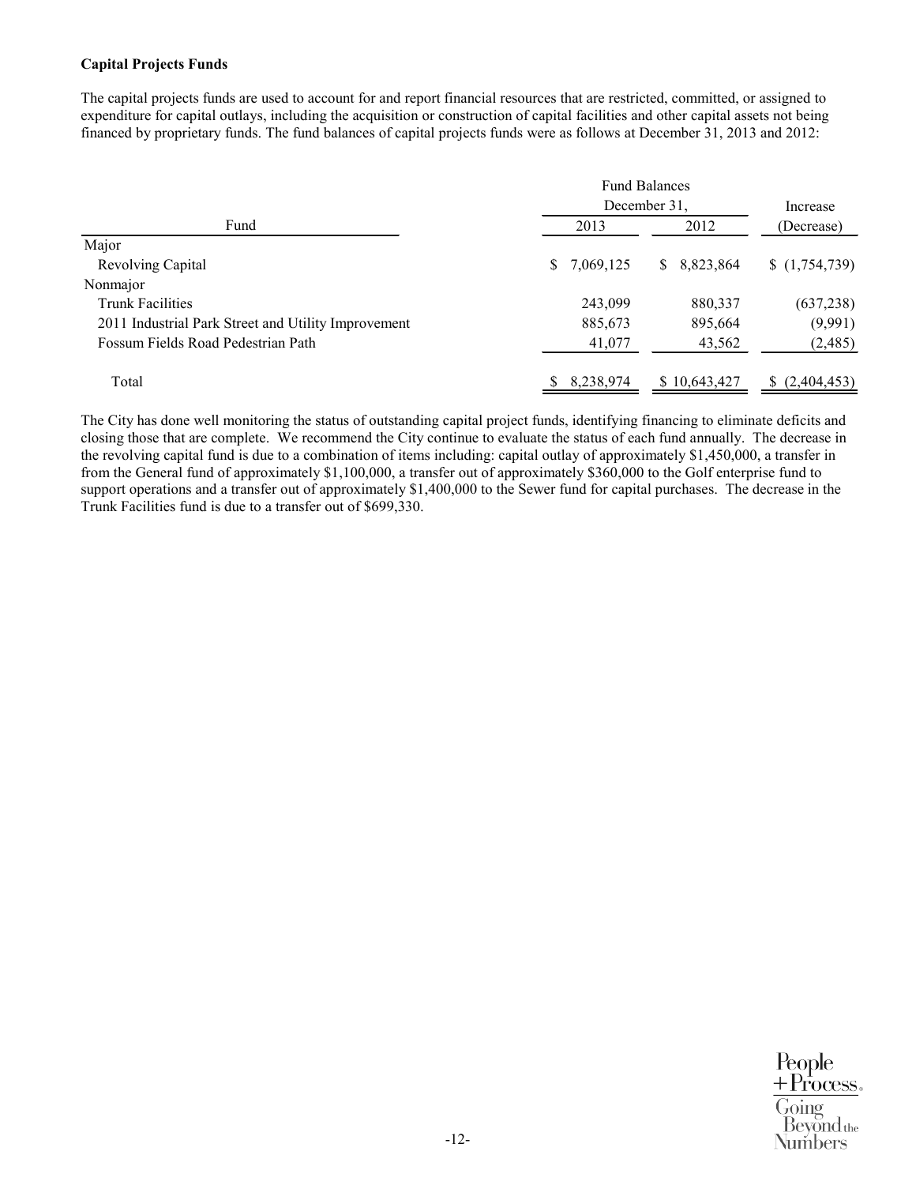**Capital Projects Funds**

The capital projects funds are used to account for and report financial resources that are restricted, committed, or assigned to expenditure for capital outlays, including the acquisition or construction of capital facilities and other capital assets not being financed by proprietary funds. The fund balances of capital projects funds were as follows at December 31, 2013 and 2012:

| Fund | Fund Balances December 31, 2013 | Fund Balances December 31, 2012 | Increase (Decrease) |
|---|---|---|---|
| Major | | | |
| Revolving Capital | $ 7,069,125 | $ 8,823,864 | $ (1,754,739) |
| Nonmajor | | | |
| Trunk Facilities | 243,099 | 880,337 | (637,238) |
| 2011 Industrial Park Street and Utility Improvement | 885,673 | 895,664 | (9,991) |
| Fossum Fields Road Pedestrian Path | 41,077 | 43,562 | (2,485) |
| Total | $ 8,238,974 | $ 10,643,427 | $ (2,404,453) |

The City has done well monitoring the status of outstanding capital project funds, identifying financing to eliminate deficits and closing those that are complete. We recommend the City continue to evaluate the status of each fund annually. The decrease in the revolving capital fund is due to a combination of items including: capital outlay of approximately $1,450,000, a transfer in from the General fund of approximately $1,100,000, a transfer out of approximately $360,000 to the Golf enterprise fund to support operations and a transfer out of approximately $1,400,000 to the Sewer fund for capital purchases. The decrease in the Trunk Facilities fund is due to a transfer out of $699,330.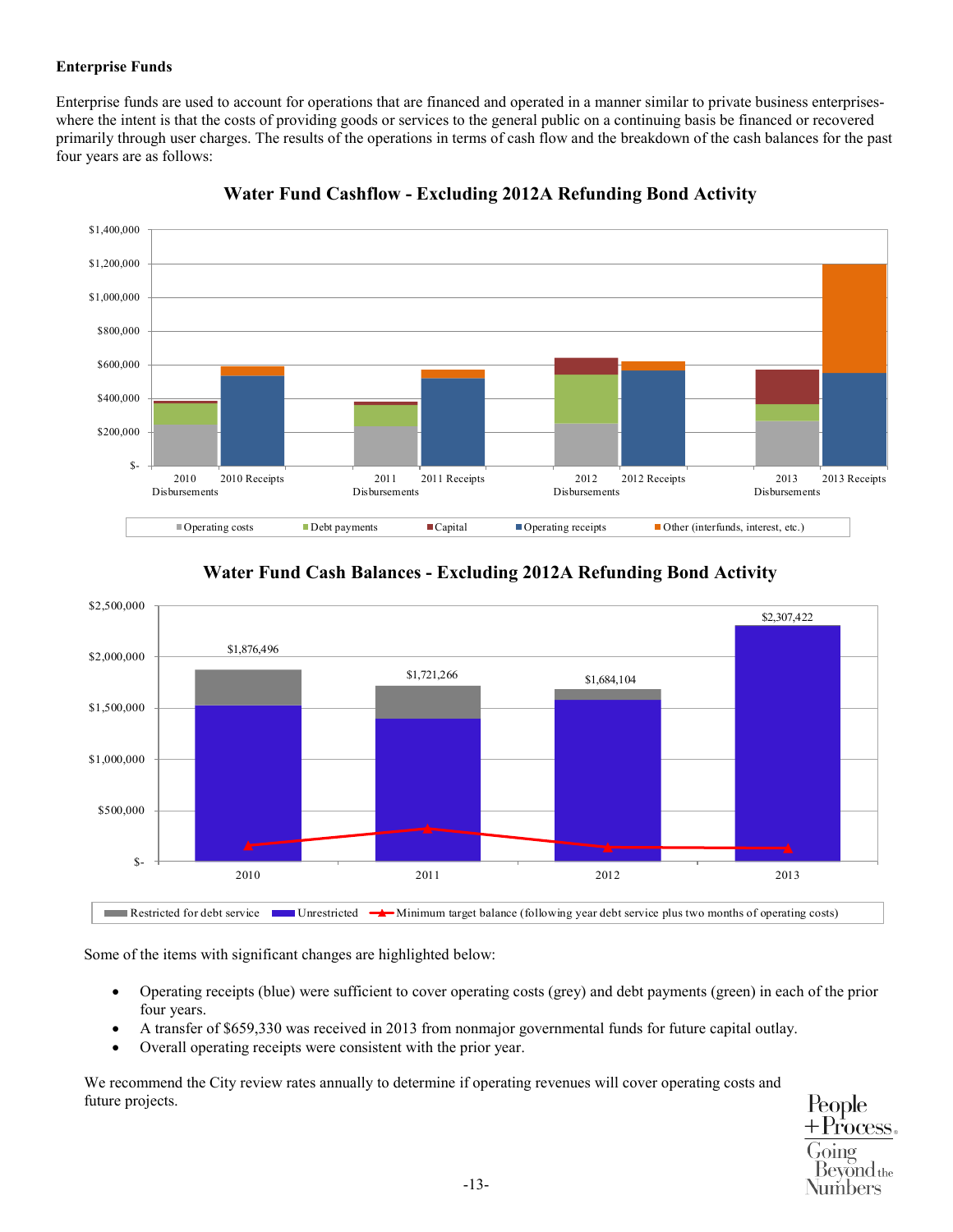**Enterprise Funds**

Enterprise funds are used to account for operations that are financed and operated in a manner similar to private business enterprises-where the intent is that the costs of providing goods or services to the general public on a continuing basis be financed or recovered primarily through user charges. The results of the operations in terms of cash flow and the breakdown of the cash balances for the past four years are as follows:

**Water Fund Cashflow - Excluding 2012A Refunding Bond Activity**

**Water Fund Cash Balances - Excluding 2012A Refunding Bond Activity**

Some of the items with significant changes are highlighted below:

- Operating receipts (blue) were sufficient to cover operating costs (grey) and debt payments (green) in each of the prior four years.
- A transfer of $659,330 was received in 2013 from nonmajor governmental funds for future capital outlay.
- Overall operating receipts were consistent with the prior year.

We recommend the City review rates annually to determine if operating revenues will cover operating costs and future projects.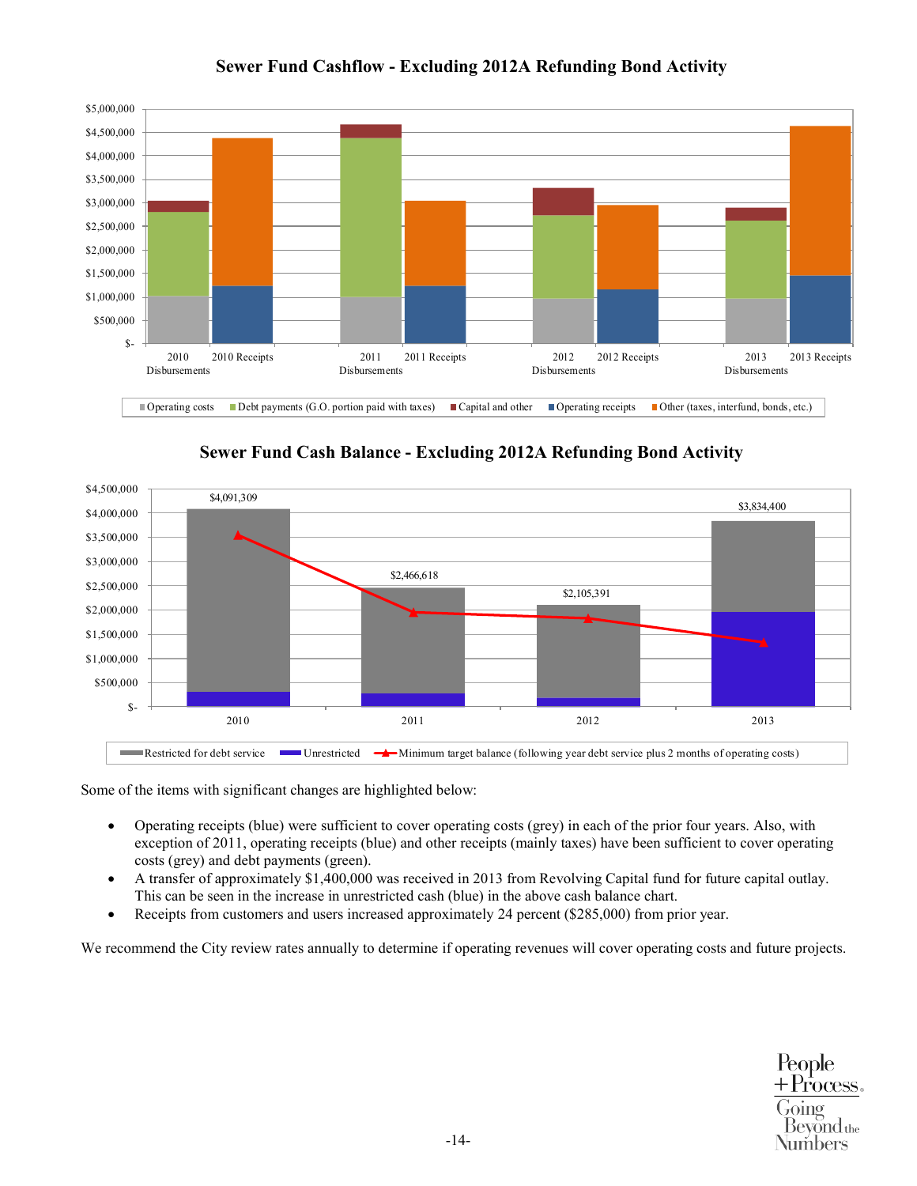## Sewer Fund Cashflow - Excluding 2012A Refunding Bond Activity

## Sewer Fund Cash Balance - Excluding 2012A Refunding Bond Activity

| Year | Total cash balance |
|---|---|
| 2010 | $4,091,309 |
| 2011 | $2,466,618 |
| 2012 | $2,105,391 |
| 2013 | $3,834,400 |

Some of the items with significant changes are highlighted below:

- Operating receipts (blue) were sufficient to cover operating costs (grey) in each of the prior four years. Also, with exception of 2011, operating receipts (blue) and other receipts (mainly taxes) have been sufficient to cover operating costs (grey) and debt payments (green).
- A transfer of approximately $1,400,000 was received in 2013 from Revolving Capital fund for future capital outlay. This can be seen in the increase in unrestricted cash (blue) in the above cash balance chart.
- Receipts from customers and users increased approximately 24 percent ($285,000) from prior year.

We recommend the City review rates annually to determine if operating revenues will cover operating costs and future projects.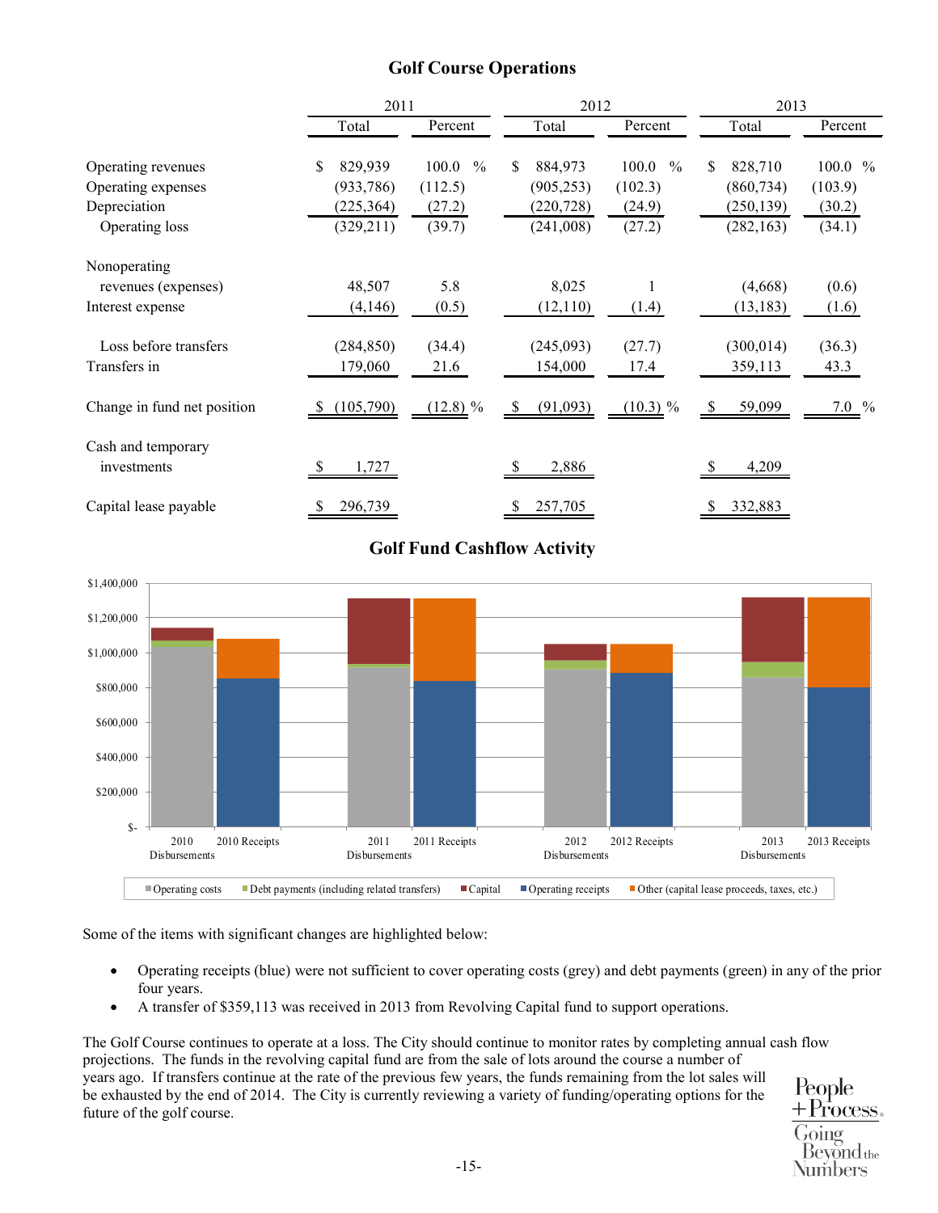## Golf Course Operations

| | 2011 | | 2012 | | 2013 | |
|---|---|---|---|---|---|---|
| | Total | Percent | Total | Percent | Total | Percent |
| Operating revenues | $ 829,939 | 100.0 % | $ 884,973 | 100.0 % | $ 828,710 | 100.0 % |
| Operating expenses | (933,786) | (112.5) | (905,253) | (102.3) | (860,734) | (103.9) |
| Depreciation | (225,364) | (27.2) | (220,728) | (24.9) | (250,139) | (30.2) |
| Operating loss | (329,211) | (39.7) | (241,008) | (27.2) | (282,163) | (34.1) |
| Nonoperating revenues (expenses) | 48,507 | 5.8 | 8,025 | 1 | (4,668) | (0.6) |
| Interest expense | (4,146) | (0.5) | (12,110) | (1.4) | (13,183) | (1.6) |
| Loss before transfers | (284,850) | (34.4) | (245,093) | (27.7) | (300,014) | (36.3) |
| Transfers in | 179,060 | 21.6 | 154,000 | 17.4 | 359,113 | 43.3 |
| Change in fund net position | $ (105,790) | (12.8) % | $ (91,093) | (10.3) % | $ 59,099 | 7.0 % |
| Cash and temporary investments | $ 1,727 | | $ 2,886 | | $ 4,209 | |
| Capital lease payable | $ 296,739 | | $ 257,705 | | $ 332,883 | |

## Golf Fund Cashflow Activity

Some of the items with significant changes are highlighted below:

- Operating receipts (blue) were not sufficient to cover operating costs (grey) and debt payments (green) in any of the prior four years.
- A transfer of $359,113 was received in 2013 from Revolving Capital fund to support operations.

The Golf Course continues to operate at a loss. The City should continue to monitor rates by completing annual cash flow projections. The funds in the revolving capital fund are from the sale of lots around the course a number of years ago. If transfers continue at the rate of the previous few years, the funds remaining from the lot sales will be exhausted by the end of 2014. The City is currently reviewing a variety of funding/operating options for the future of the golf course.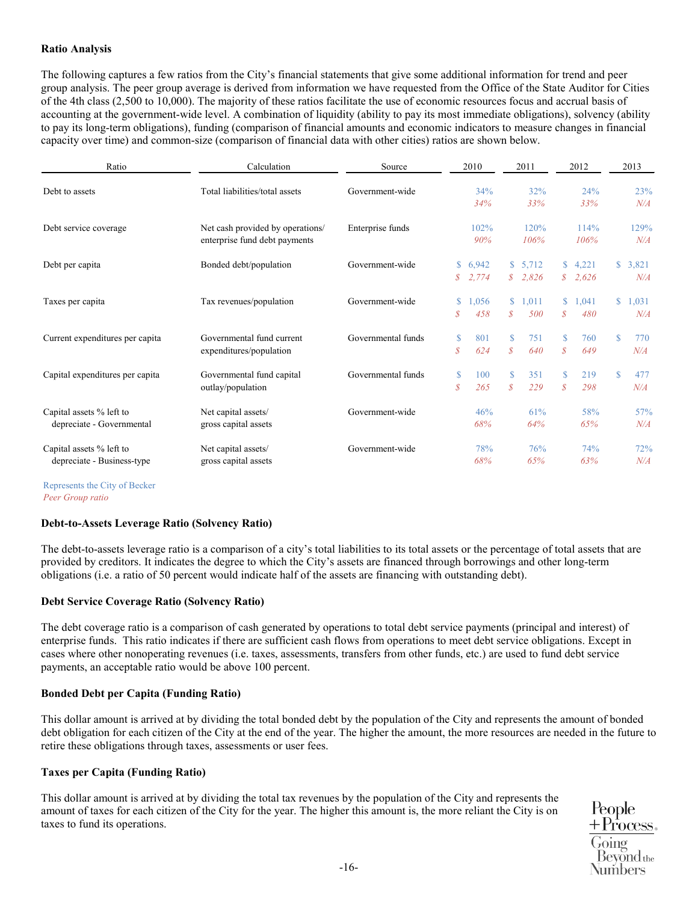### Ratio Analysis

The following captures a few ratios from the City's financial statements that give some additional information for trend and peer group analysis. The peer group average is derived from information we have requested from the Office of the State Auditor for Cities of the 4th class (2,500 to 10,000). The majority of these ratios facilitate the use of economic resources focus and accrual basis of accounting at the government-wide level. A combination of liquidity (ability to pay its most immediate obligations), solvency (ability to pay its long-term obligations), funding (comparison of financial amounts and economic indicators to measure changes in financial capacity over time) and common-size (comparison of financial data with other cities) ratios are shown below.

| Ratio | Calculation | Source | 2010 | 2011 | 2012 | 2013 |
|---|---|---|---|---|---|---|
| Debt to assets | Total liabilities/total assets | Government-wide | 34% | 32% | 24% | 23% |
| | | | *34%* | *33%* | *33%* | *N/A* |
| Debt service coverage | Net cash provided by operations/ enterprise fund debt payments | Enterprise funds | 102% | 120% | 114% | 129% |
| | | | *90%* | *106%* | *106%* | *N/A* |
| Debt per capita | Bonded debt/population | Government-wide | $ 6,942 | $ 5,712 | $ 4,221 | $ 3,821 |
| | | | *$ 2,774* | *$ 2,826* | *$ 2,626* | *N/A* |
| Taxes per capita | Tax revenues/population | Government-wide | $ 1,056 | $ 1,011 | $ 1,041 | $ 1,031 |
| | | | *$ 458* | *$ 500* | *$ 480* | *N/A* |
| Current expenditures per capita | Governmental fund current expenditures/population | Governmental funds | $ 801 | $ 751 | $ 760 | $ 770 |
| | | | *$ 624* | *$ 640* | *$ 649* | *N/A* |
| Capital expenditures per capita | Governmental fund capital outlay/population | Governmental funds | $ 100 | $ 351 | $ 219 | $ 477 |
| | | | *$ 265* | *$ 229* | *$ 298* | *N/A* |
| Capital assets % left to depreciate - Governmental | Net capital assets/ gross capital assets | Government-wide | 46% | 61% | 58% | 57% |
| | | | *68%* | *64%* | *65%* | *N/A* |
| Capital assets % left to depreciate - Business-type | Net capital assets/ gross capital assets | Government-wide | 78% | 76% | 74% | 72% |
| | | | *68%* | *65%* | *63%* | *N/A* |

Represents the City of Becker
*Peer Group ratio*

#### Debt-to-Assets Leverage Ratio (Solvency Ratio)

The debt-to-assets leverage ratio is a comparison of a city's total liabilities to its total assets or the percentage of total assets that are provided by creditors. It indicates the degree to which the City's assets are financed through borrowings and other long-term obligations (i.e. a ratio of 50 percent would indicate half of the assets are financing with outstanding debt).

#### Debt Service Coverage Ratio (Solvency Ratio)

The debt coverage ratio is a comparison of cash generated by operations to total debt service payments (principal and interest) of enterprise funds. This ratio indicates if there are sufficient cash flows from operations to meet debt service obligations. Except in cases where other nonoperating revenues (i.e. taxes, assessments, transfers from other funds, etc.) are used to fund debt service payments, an acceptable ratio would be above 100 percent.

#### Bonded Debt per Capita (Funding Ratio)

This dollar amount is arrived at by dividing the total bonded debt by the population of the City and represents the amount of bonded debt obligation for each citizen of the City at the end of the year. The higher the amount, the more resources are needed in the future to retire these obligations through taxes, assessments or user fees.

#### Taxes per Capita (Funding Ratio)

This dollar amount is arrived at by dividing the total tax revenues by the population of the City and represents the amount of taxes for each citizen of the City for the year. The higher this amount is, the more reliant the City is on taxes to fund its operations.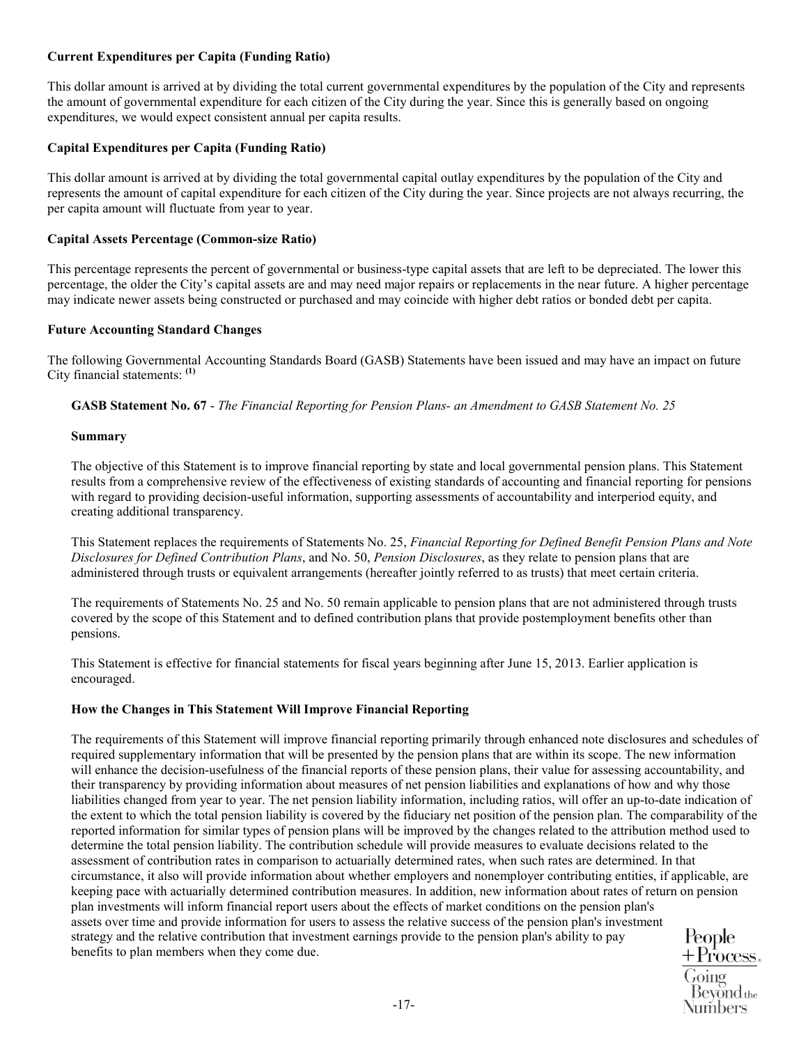**Current Expenditures per Capita (Funding Ratio)**

This dollar amount is arrived at by dividing the total current governmental expenditures by the population of the City and represents the amount of governmental expenditure for each citizen of the City during the year. Since this is generally based on ongoing expenditures, we would expect consistent annual per capita results.

**Capital Expenditures per Capita (Funding Ratio)**

This dollar amount is arrived at by dividing the total governmental capital outlay expenditures by the population of the City and represents the amount of capital expenditure for each citizen of the City during the year. Since projects are not always recurring, the per capita amount will fluctuate from year to year.

**Capital Assets Percentage (Common-size Ratio)**

This percentage represents the percent of governmental or business-type capital assets that are left to be depreciated. The lower this percentage, the older the City's capital assets are and may need major repairs or replacements in the near future. A higher percentage may indicate newer assets being constructed or purchased and may coincide with higher debt ratios or bonded debt per capita.

**Future Accounting Standard Changes**

The following Governmental Accounting Standards Board (GASB) Statements have been issued and may have an impact on future City financial statements: [(1)]

**GASB Statement No. 67** - *The Financial Reporting for Pension Plans- an Amendment to GASB Statement No. 25*

**Summary**

The objective of this Statement is to improve financial reporting by state and local governmental pension plans. This Statement results from a comprehensive review of the effectiveness of existing standards of accounting and financial reporting for pensions with regard to providing decision-useful information, supporting assessments of accountability and interperiod equity, and creating additional transparency.

This Statement replaces the requirements of Statements No. 25, *Financial Reporting for Defined Benefit Pension Plans and Note Disclosures for Defined Contribution Plans*, and No. 50, *Pension Disclosures*, as they relate to pension plans that are administered through trusts or equivalent arrangements (hereafter jointly referred to as trusts) that meet certain criteria.

The requirements of Statements No. 25 and No. 50 remain applicable to pension plans that are not administered through trusts covered by the scope of this Statement and to defined contribution plans that provide postemployment benefits other than pensions.

This Statement is effective for financial statements for fiscal years beginning after June 15, 2013. Earlier application is encouraged.

**How the Changes in This Statement Will Improve Financial Reporting**

The requirements of this Statement will improve financial reporting primarily through enhanced note disclosures and schedules of required supplementary information that will be presented by the pension plans that are within its scope. The new information will enhance the decision-usefulness of the financial reports of these pension plans, their value for assessing accountability, and their transparency by providing information about measures of net pension liabilities and explanations of how and why those liabilities changed from year to year. The net pension liability information, including ratios, will offer an up-to-date indication of the extent to which the total pension liability is covered by the fiduciary net position of the pension plan. The comparability of the reported information for similar types of pension plans will be improved by the changes related to the attribution method used to determine the total pension liability. The contribution schedule will provide measures to evaluate decisions related to the assessment of contribution rates in comparison to actuarially determined rates, when such rates are determined. In that circumstance, it also will provide information about whether employers and nonemployer contributing entities, if applicable, are keeping pace with actuarially determined contribution measures. In addition, new information about rates of return on pension plan investments will inform financial report users about the effects of market conditions on the pension plan's assets over time and provide information for users to assess the relative success of the pension plan's investment strategy and the relative contribution that investment earnings provide to the pension plan's ability to pay benefits to plan members when they come due.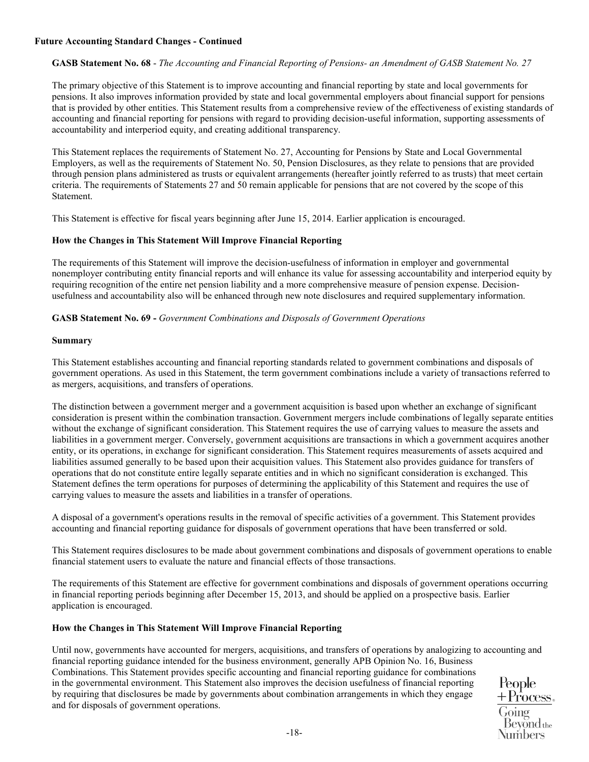**Future Accounting Standard Changes - Continued**

**GASB Statement No. 68** - *The Accounting and Financial Reporting of Pensions- an Amendment of GASB Statement No. 27*

The primary objective of this Statement is to improve accounting and financial reporting by state and local governments for pensions. It also improves information provided by state and local governmental employers about financial support for pensions that is provided by other entities. This Statement results from a comprehensive review of the effectiveness of existing standards of accounting and financial reporting for pensions with regard to providing decision-useful information, supporting assessments of accountability and interperiod equity, and creating additional transparency.

This Statement replaces the requirements of Statement No. 27, Accounting for Pensions by State and Local Governmental Employers, as well as the requirements of Statement No. 50, Pension Disclosures, as they relate to pensions that are provided through pension plans administered as trusts or equivalent arrangements (hereafter jointly referred to as trusts) that meet certain criteria. The requirements of Statements 27 and 50 remain applicable for pensions that are not covered by the scope of this Statement.

This Statement is effective for fiscal years beginning after June 15, 2014. Earlier application is encouraged.

**How the Changes in This Statement Will Improve Financial Reporting**

The requirements of this Statement will improve the decision-usefulness of information in employer and governmental nonemployer contributing entity financial reports and will enhance its value for assessing accountability and interperiod equity by requiring recognition of the entire net pension liability and a more comprehensive measure of pension expense. Decision-usefulness and accountability also will be enhanced through new note disclosures and required supplementary information.

**GASB Statement No. 69 -** *Government Combinations and Disposals of Government Operations*

**Summary**

This Statement establishes accounting and financial reporting standards related to government combinations and disposals of government operations. As used in this Statement, the term government combinations include a variety of transactions referred to as mergers, acquisitions, and transfers of operations.

The distinction between a government merger and a government acquisition is based upon whether an exchange of significant consideration is present within the combination transaction. Government mergers include combinations of legally separate entities without the exchange of significant consideration. This Statement requires the use of carrying values to measure the assets and liabilities in a government merger. Conversely, government acquisitions are transactions in which a government acquires another entity, or its operations, in exchange for significant consideration. This Statement requires measurements of assets acquired and liabilities assumed generally to be based upon their acquisition values. This Statement also provides guidance for transfers of operations that do not constitute entire legally separate entities and in which no significant consideration is exchanged. This Statement defines the term operations for purposes of determining the applicability of this Statement and requires the use of carrying values to measure the assets and liabilities in a transfer of operations.

A disposal of a government's operations results in the removal of specific activities of a government. This Statement provides accounting and financial reporting guidance for disposals of government operations that have been transferred or sold.

This Statement requires disclosures to be made about government combinations and disposals of government operations to enable financial statement users to evaluate the nature and financial effects of those transactions.

The requirements of this Statement are effective for government combinations and disposals of government operations occurring in financial reporting periods beginning after December 15, 2013, and should be applied on a prospective basis. Earlier application is encouraged.

**How the Changes in This Statement Will Improve Financial Reporting**

Until now, governments have accounted for mergers, acquisitions, and transfers of operations by analogizing to accounting and financial reporting guidance intended for the business environment, generally APB Opinion No. 16, Business Combinations. This Statement provides specific accounting and financial reporting guidance for combinations in the governmental environment. This Statement also improves the decision usefulness of financial reporting by requiring that disclosures be made by governments about combination arrangements in which they engage and for disposals of government operations.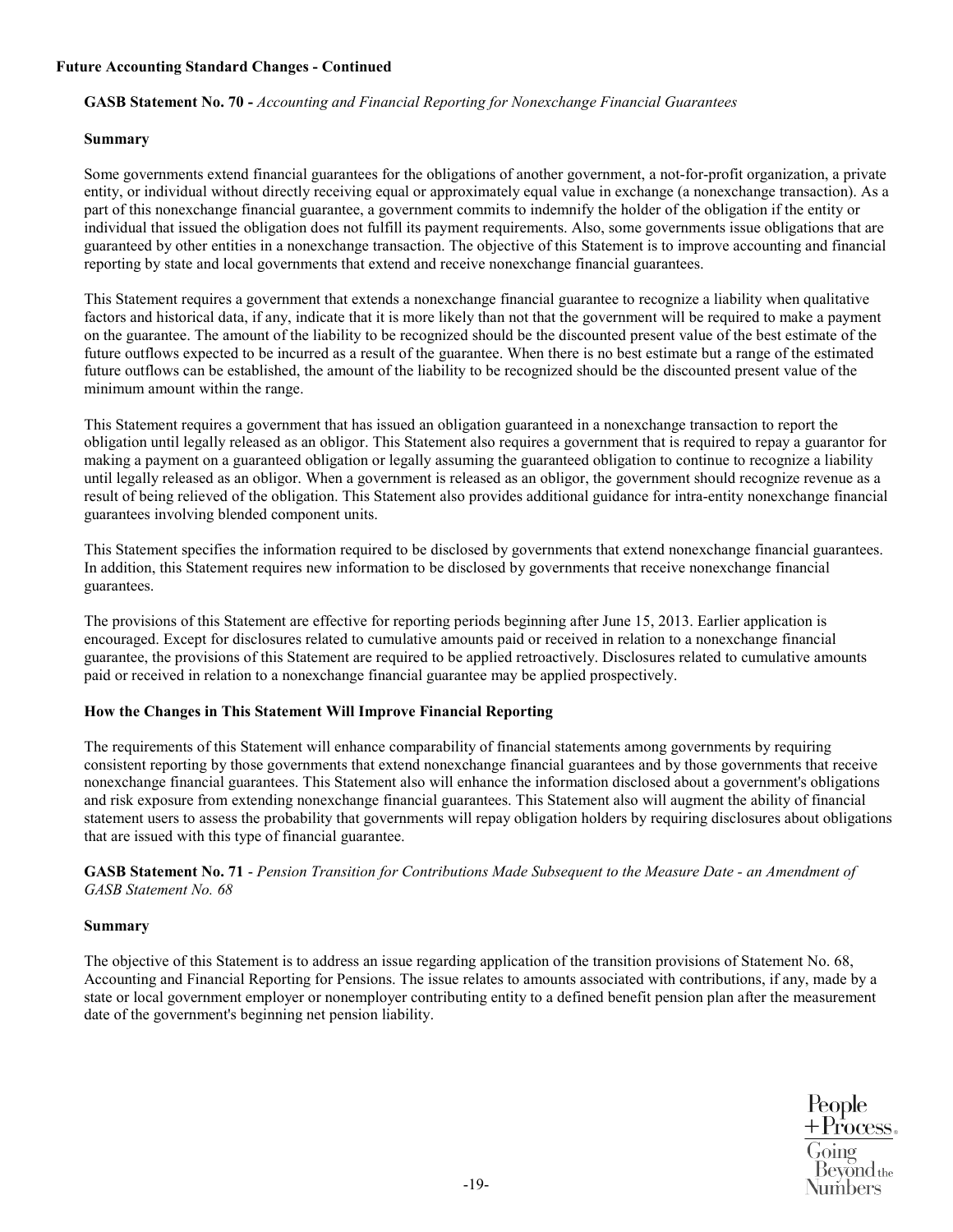**Future Accounting Standard Changes - Continued**

**GASB Statement No. 70 -** *Accounting and Financial Reporting for Nonexchange Financial Guarantees*

**Summary**

Some governments extend financial guarantees for the obligations of another government, a not-for-profit organization, a private entity, or individual without directly receiving equal or approximately equal value in exchange (a nonexchange transaction). As a part of this nonexchange financial guarantee, a government commits to indemnify the holder of the obligation if the entity or individual that issued the obligation does not fulfill its payment requirements. Also, some governments issue obligations that are guaranteed by other entities in a nonexchange transaction. The objective of this Statement is to improve accounting and financial reporting by state and local governments that extend and receive nonexchange financial guarantees.

This Statement requires a government that extends a nonexchange financial guarantee to recognize a liability when qualitative factors and historical data, if any, indicate that it is more likely than not that the government will be required to make a payment on the guarantee. The amount of the liability to be recognized should be the discounted present value of the best estimate of the future outflows expected to be incurred as a result of the guarantee. When there is no best estimate but a range of the estimated future outflows can be established, the amount of the liability to be recognized should be the discounted present value of the minimum amount within the range.

This Statement requires a government that has issued an obligation guaranteed in a nonexchange transaction to report the obligation until legally released as an obligor. This Statement also requires a government that is required to repay a guarantor for making a payment on a guaranteed obligation or legally assuming the guaranteed obligation to continue to recognize a liability until legally released as an obligor. When a government is released as an obligor, the government should recognize revenue as a result of being relieved of the obligation. This Statement also provides additional guidance for intra-entity nonexchange financial guarantees involving blended component units.

This Statement specifies the information required to be disclosed by governments that extend nonexchange financial guarantees. In addition, this Statement requires new information to be disclosed by governments that receive nonexchange financial guarantees.

The provisions of this Statement are effective for reporting periods beginning after June 15, 2013. Earlier application is encouraged. Except for disclosures related to cumulative amounts paid or received in relation to a nonexchange financial guarantee, the provisions of this Statement are required to be applied retroactively. Disclosures related to cumulative amounts paid or received in relation to a nonexchange financial guarantee may be applied prospectively.

**How the Changes in This Statement Will Improve Financial Reporting**

The requirements of this Statement will enhance comparability of financial statements among governments by requiring consistent reporting by those governments that extend nonexchange financial guarantees and by those governments that receive nonexchange financial guarantees. This Statement also will enhance the information disclosed about a government's obligations and risk exposure from extending nonexchange financial guarantees. This Statement also will augment the ability of financial statement users to assess the probability that governments will repay obligation holders by requiring disclosures about obligations that are issued with this type of financial guarantee.

**GASB Statement No. 71** - *Pension Transition for Contributions Made Subsequent to the Measure Date - an Amendment of GASB Statement No. 68*

**Summary**

The objective of this Statement is to address an issue regarding application of the transition provisions of Statement No. 68, Accounting and Financial Reporting for Pensions. The issue relates to amounts associated with contributions, if any, made by a state or local government employer or nonemployer contributing entity to a defined benefit pension plan after the measurement date of the government's beginning net pension liability.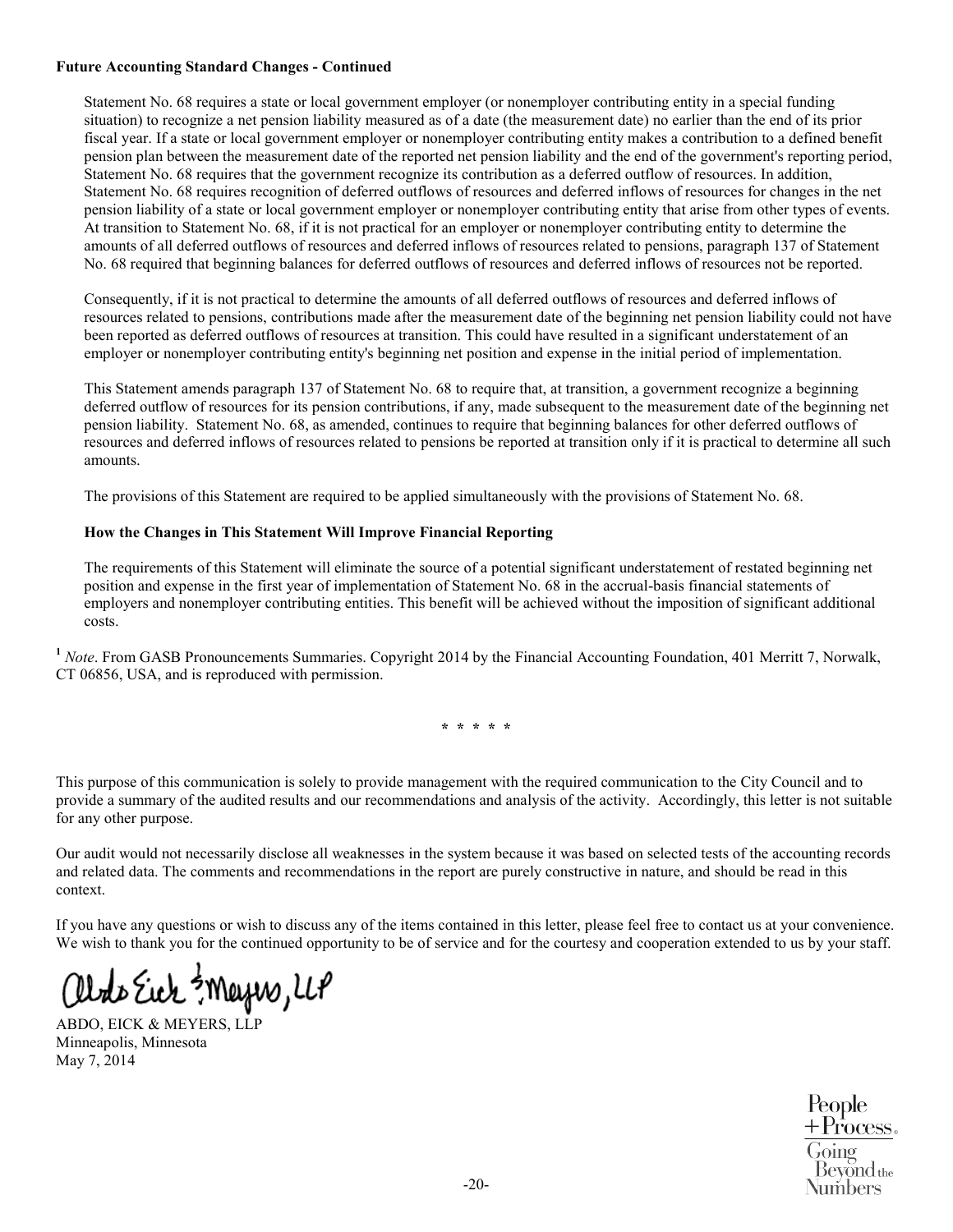**Future Accounting Standard Changes - Continued**

Statement No. 68 requires a state or local government employer (or nonemployer contributing entity in a special funding situation) to recognize a net pension liability measured as of a date (the measurement date) no earlier than the end of its prior fiscal year. If a state or local government employer or nonemployer contributing entity makes a contribution to a defined benefit pension plan between the measurement date of the reported net pension liability and the end of the government's reporting period, Statement No. 68 requires that the government recognize its contribution as a deferred outflow of resources. In addition, Statement No. 68 requires recognition of deferred outflows of resources and deferred inflows of resources for changes in the net pension liability of a state or local government employer or nonemployer contributing entity that arise from other types of events. At transition to Statement No. 68, if it is not practical for an employer or nonemployer contributing entity to determine the amounts of all deferred outflows of resources and deferred inflows of resources related to pensions, paragraph 137 of Statement No. 68 required that beginning balances for deferred outflows of resources and deferred inflows of resources not be reported.

Consequently, if it is not practical to determine the amounts of all deferred outflows of resources and deferred inflows of resources related to pensions, contributions made after the measurement date of the beginning net pension liability could not have been reported as deferred outflows of resources at transition. This could have resulted in a significant understatement of an employer or nonemployer contributing entity's beginning net position and expense in the initial period of implementation.

This Statement amends paragraph 137 of Statement No. 68 to require that, at transition, a government recognize a beginning deferred outflow of resources for its pension contributions, if any, made subsequent to the measurement date of the beginning net pension liability. Statement No. 68, as amended, continues to require that beginning balances for other deferred outflows of resources and deferred inflows of resources related to pensions be reported at transition only if it is practical to determine all such amounts.

The provisions of this Statement are required to be applied simultaneously with the provisions of Statement No. 68.

**How the Changes in This Statement Will Improve Financial Reporting**

The requirements of this Statement will eliminate the source of a potential significant understatement of restated beginning net position and expense in the first year of implementation of Statement No. 68 in the accrual-basis financial statements of employers and nonemployer contributing entities. This benefit will be achieved without the imposition of significant additional costs.

[1] *Note*. From GASB Pronouncements Summaries. Copyright 2014 by the Financial Accounting Foundation, 401 Merritt 7, Norwalk, CT 06856, USA, and is reproduced with permission.

\* \* \* \* \*

This purpose of this communication is solely to provide management with the required communication to the City Council and to provide a summary of the audited results and our recommendations and analysis of the activity. Accordingly, this letter is not suitable for any other purpose.

Our audit would not necessarily disclose all weaknesses in the system because it was based on selected tests of the accounting records and related data. The comments and recommendations in the report are purely constructive in nature, and should be read in this context.

If you have any questions or wish to discuss any of the items contained in this letter, please feel free to contact us at your convenience. We wish to thank you for the continued opportunity to be of service and for the courtesy and cooperation extended to us by your staff.

Abdo Eick & Meyers, LLP

ABDO, EICK & MEYERS, LLP
Minneapolis, Minnesota
May 7, 2014

People + Process. Going Beyond the Numbers